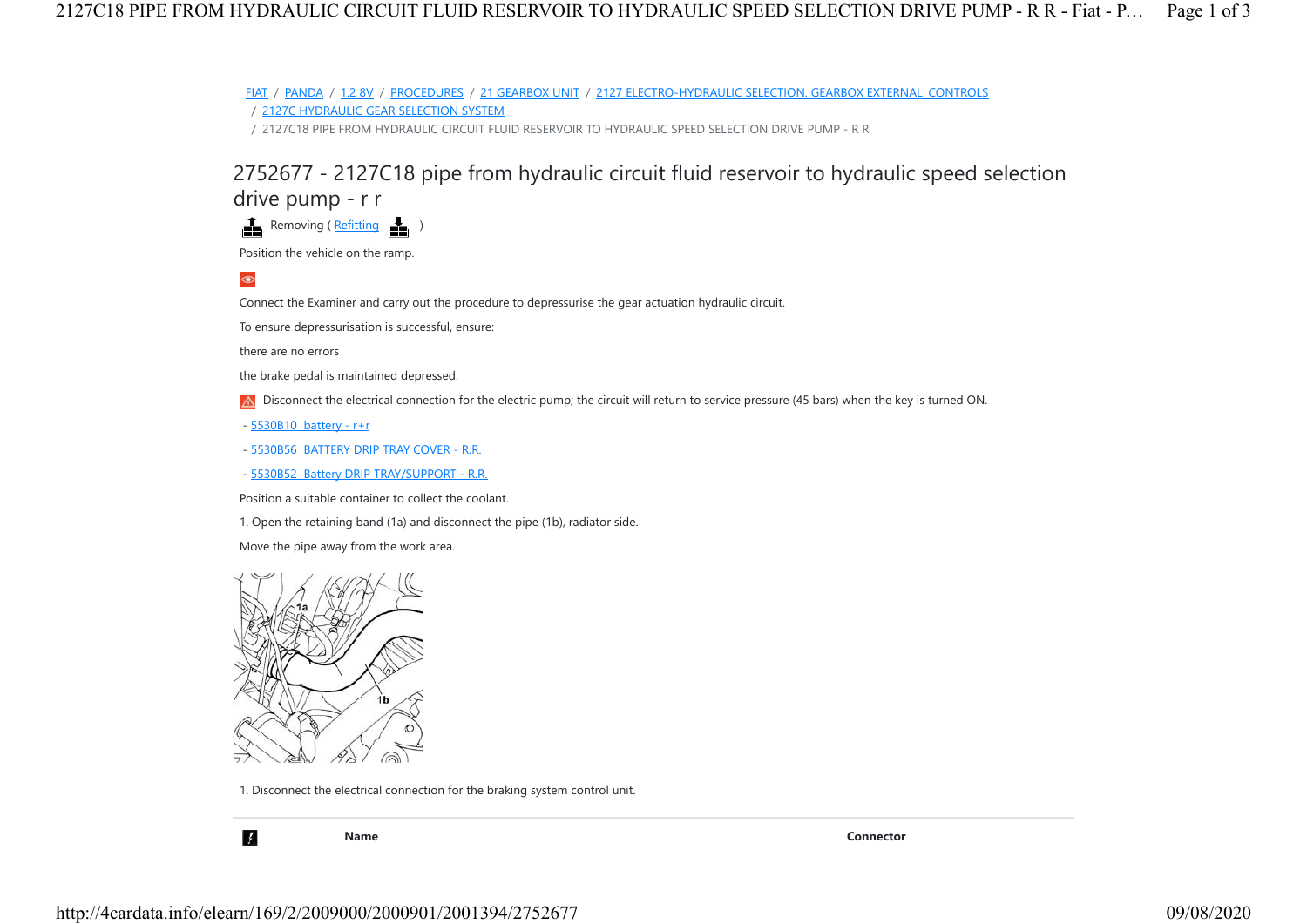FIAT / PANDA / 1.2 8V / PROCEDURES / 21 GEARBOX UNIT / 2127 ELECTRO-HYDRAULIC SELECTION. GEARBOX EXTERNAL. CONTROLS / 2127C HYDRAULIC GEAR SELECTION SYSTEM / 2127C18 PIPE FROM HYDRAULIC CIRCUIT FLUID RESERVOIR TO HYDRAULIC SPEED SELECTION DRIVE PUMP - R R

# 2752677 - 2127C18 pipe from hydraulic circuit fluid reservoir to hydraulic speed selection drive pump - r r

Removing ( Refitting )

Position the vehicle on the ramp.

Connect the Examiner and carry out the procedure to depressurise the gear actuation hydraulic circuit.

To ensure depressurisation is successful, ensure:

there are no errors

the brake pedal is maintained depressed.

Disconnect the electrical connection for the electric pump; the circuit will return to service pressure (45 bars) when the key is turned ON.

- 5530B10 battery - r+r
- 5530B56 BATTERY DRIP TRAY COVER - R.R.
- 5530B52 Battery DRIP TRAY/SUPPORT - R.R.

Position a suitable container to collect the coolant.

1. Open the retaining band (1a) and disconnect the pipe (1b), radiator side.

Move the pipe away from the work area.

1a

1b

1. Disconnect the electrical connection for the braking system control unit.

| | Name | Connector |
|---|---|---|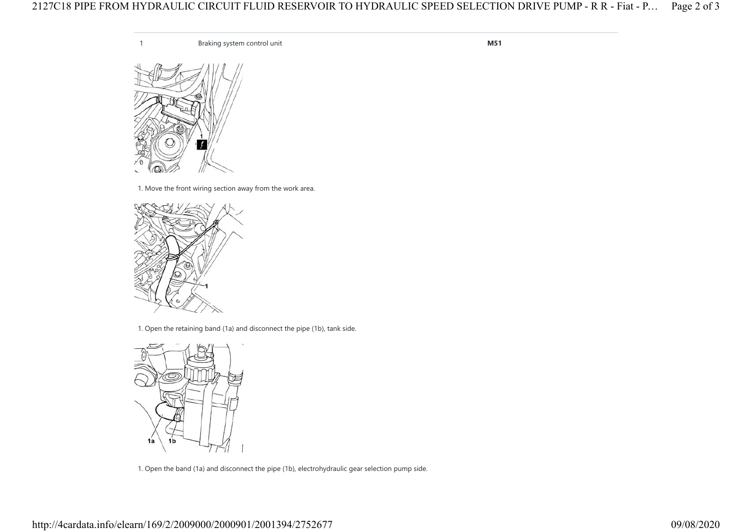| | | |
|---|---|---|
| 1 | Braking system control unit | **M51** |

1. Move the front wiring section away from the work area.

1. Open the retaining band (1a) and disconnect the pipe (1b), tank side.

1. Open the band (1a) and disconnect the pipe (1b), electrohydraulic gear selection pump side.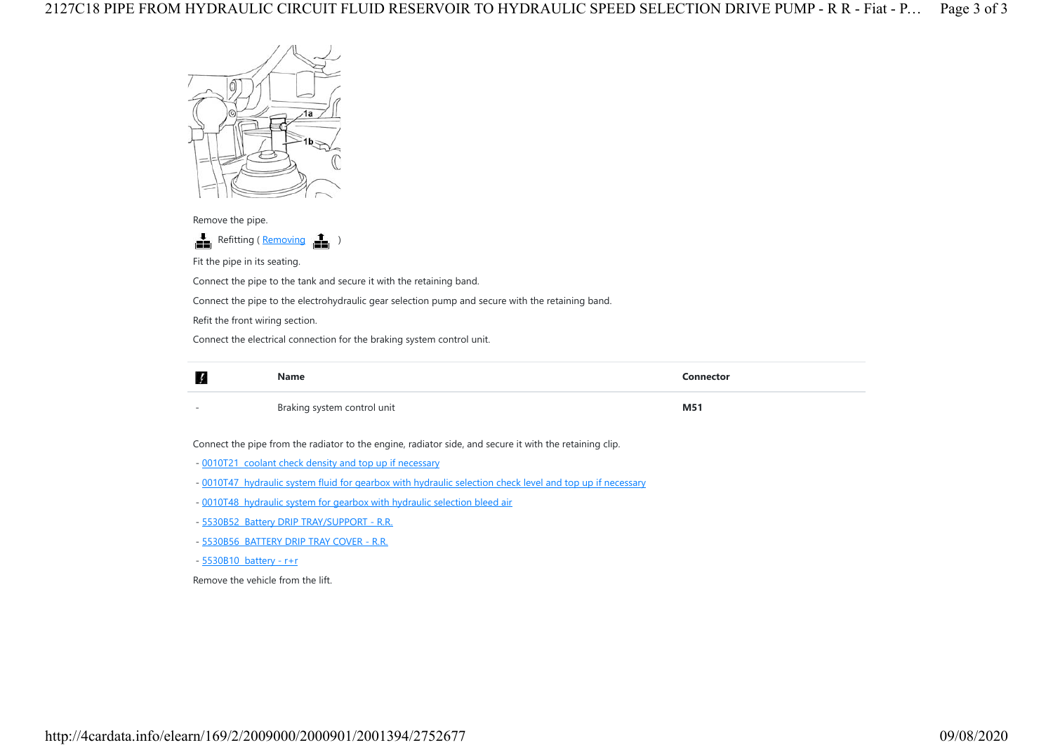Remove the pipe.

Refitting ( Removing )

Fit the pipe in its seating.

Connect the pipe to the tank and secure it with the retaining band.

Connect the pipe to the electrohydraulic gear selection pump and secure with the retaining band.

Refit the front wiring section.

Connect the electrical connection for the braking system control unit.

| | Name | Connector |
|---|---|---|
| - | Braking system control unit | **M51** |

Connect the pipe from the radiator to the engine, radiator side, and secure it with the retaining clip.

- 0010T21 coolant check density and top up if necessary
- 0010T47 hydraulic system fluid for gearbox with hydraulic selection check level and top up if necessary
- 0010T48 hydraulic system for gearbox with hydraulic selection bleed air
- 5530B52 Battery DRIP TRAY/SUPPORT - R.R.
- 5530B56 BATTERY DRIP TRAY COVER - R.R.
- 5530B10 battery - r+r

Remove the vehicle from the lift.